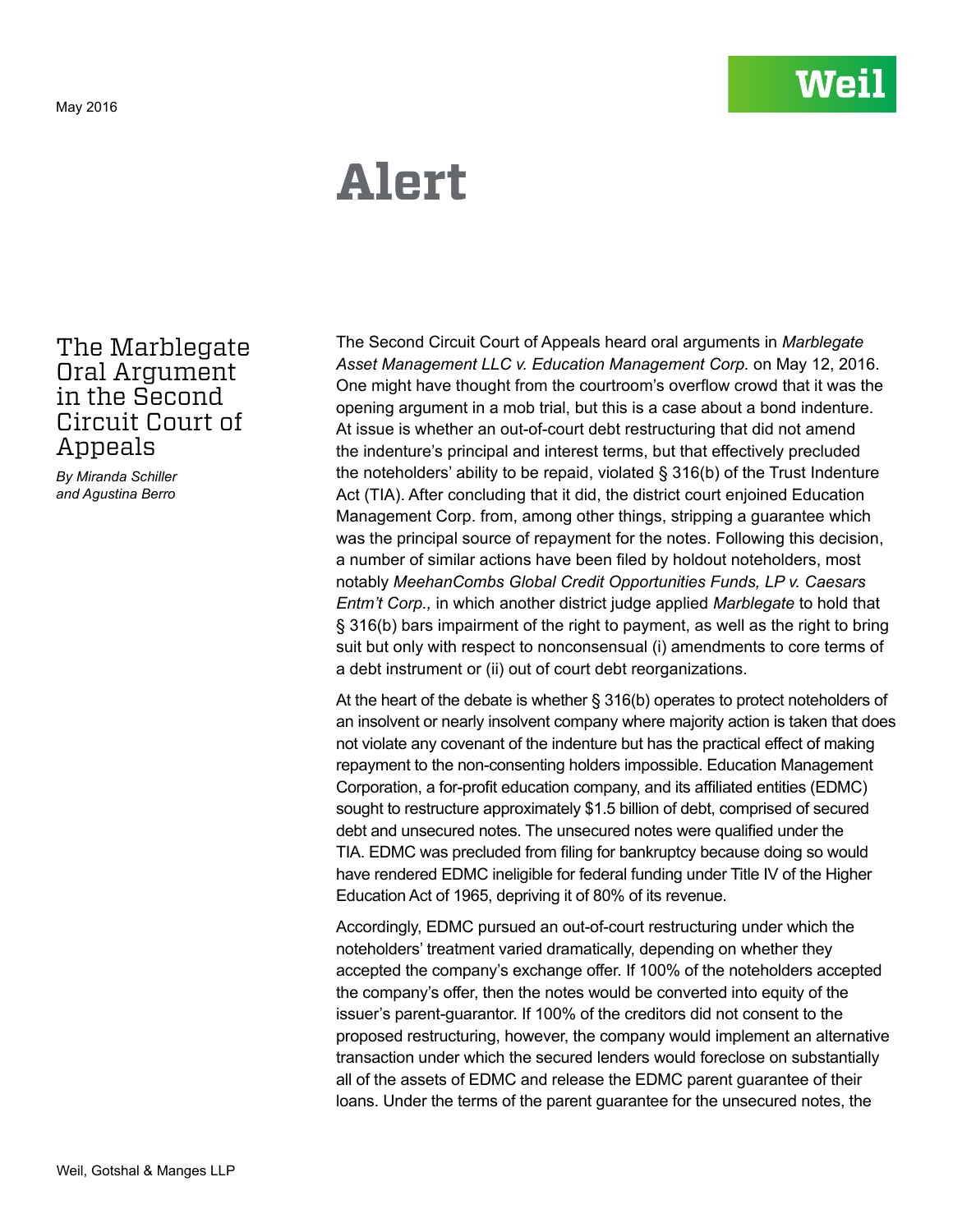May 2016

# Alert

## The Marblegate Oral Argument in the Second Circuit Court of Appeals

*By Miranda Schiller and Agustina Berro*

The Second Circuit Court of Appeals heard oral arguments in *Marblegate Asset Management LLC v. Education Management Corp.* on May 12, 2016. One might have thought from the courtroom's overflow crowd that it was the opening argument in a mob trial, but this is a case about a bond indenture. At issue is whether an out-of-court debt restructuring that did not amend the indenture's principal and interest terms, but that effectively precluded the noteholders' ability to be repaid, violated § 316(b) of the Trust Indenture Act (TIA). After concluding that it did, the district court enjoined Education Management Corp. from, among other things, stripping a guarantee which was the principal source of repayment for the notes. Following this decision, a number of similar actions have been filed by holdout noteholders, most notably *MeehanCombs Global Credit Opportunities Funds, LP v. Caesars Entm't Corp.,* in which another district judge applied *Marblegate* to hold that § 316(b) bars impairment of the right to payment, as well as the right to bring suit but only with respect to nonconsensual (i) amendments to core terms of a debt instrument or (ii) out of court debt reorganizations.

At the heart of the debate is whether § 316(b) operates to protect noteholders of an insolvent or nearly insolvent company where majority action is taken that does not violate any covenant of the indenture but has the practical effect of making repayment to the non-consenting holders impossible. Education Management Corporation, a for-profit education company, and its affiliated entities (EDMC) sought to restructure approximately $1.5 billion of debt, comprised of secured debt and unsecured notes. The unsecured notes were qualified under the TIA. EDMC was precluded from filing for bankruptcy because doing so would have rendered EDMC ineligible for federal funding under Title IV of the Higher Education Act of 1965, depriving it of 80% of its revenue.

Accordingly, EDMC pursued an out-of-court restructuring under which the noteholders' treatment varied dramatically, depending on whether they accepted the company's exchange offer. If 100% of the noteholders accepted the company's offer, then the notes would be converted into equity of the issuer's parent-guarantor. If 100% of the creditors did not consent to the proposed restructuring, however, the company would implement an alternative transaction under which the secured lenders would foreclose on substantially all of the assets of EDMC and release the EDMC parent guarantee of their loans. Under the terms of the parent guarantee for the unsecured notes, the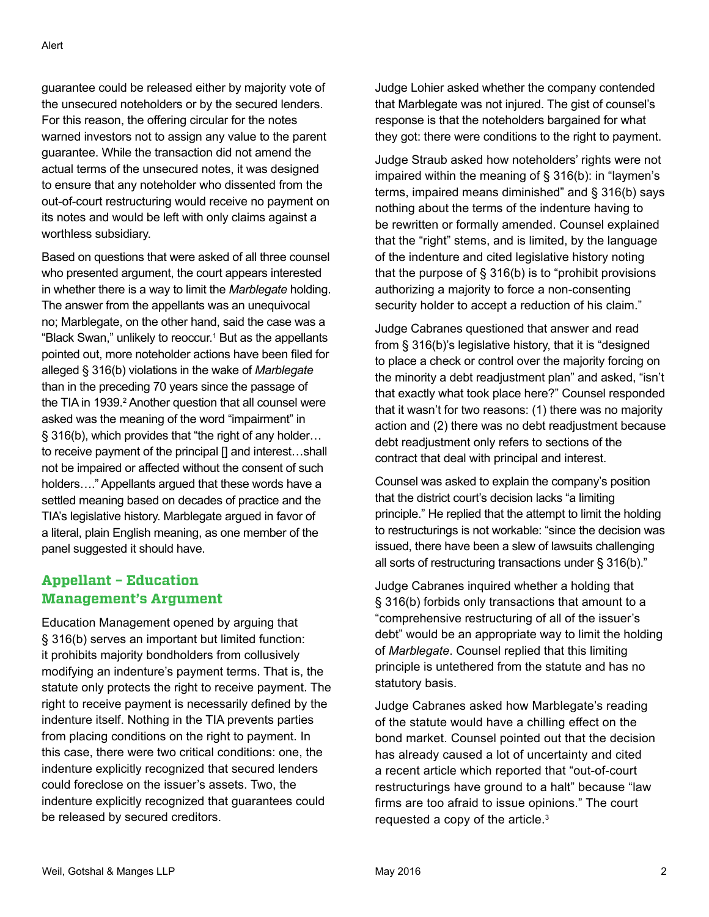guarantee could be released either by majority vote of the unsecured noteholders or by the secured lenders. For this reason, the offering circular for the notes warned investors not to assign any value to the parent guarantee. While the transaction did not amend the actual terms of the unsecured notes, it was designed to ensure that any noteholder who dissented from the out-of-court restructuring would receive no payment on its notes and would be left with only claims against a worthless subsidiary.

Based on questions that were asked of all three counsel who presented argument, the court appears interested in whether there is a way to limit the *Marblegate* holding. The answer from the appellants was an unequivocal no; Marblegate, on the other hand, said the case was a "Black Swan," unlikely to reoccur.[1] But as the appellants pointed out, more noteholder actions have been filed for alleged § 316(b) violations in the wake of *Marblegate* than in the preceding 70 years since the passage of the TIA in 1939.[2] Another question that all counsel were asked was the meaning of the word "impairment" in § 316(b), which provides that "the right of any holder… to receive payment of the principal [] and interest…shall not be impaired or affected without the consent of such holders…." Appellants argued that these words have a settled meaning based on decades of practice and the TIA's legislative history. Marblegate argued in favor of a literal, plain English meaning, as one member of the panel suggested it should have.

## Appellant – Education Management's Argument

Education Management opened by arguing that § 316(b) serves an important but limited function: it prohibits majority bondholders from collusively modifying an indenture's payment terms. That is, the statute only protects the right to receive payment. The right to receive payment is necessarily defined by the indenture itself. Nothing in the TIA prevents parties from placing conditions on the right to payment. In this case, there were two critical conditions: one, the indenture explicitly recognized that secured lenders could foreclose on the issuer's assets. Two, the indenture explicitly recognized that guarantees could be released by secured creditors.

Judge Lohier asked whether the company contended that Marblegate was not injured. The gist of counsel's response is that the noteholders bargained for what they got: there were conditions to the right to payment.

Judge Straub asked how noteholders' rights were not impaired within the meaning of § 316(b): in "laymen's terms, impaired means diminished" and § 316(b) says nothing about the terms of the indenture having to be rewritten or formally amended. Counsel explained that the "right" stems, and is limited, by the language of the indenture and cited legislative history noting that the purpose of § 316(b) is to "prohibit provisions authorizing a majority to force a non-consenting security holder to accept a reduction of his claim."

Judge Cabranes questioned that answer and read from § 316(b)'s legislative history, that it is "designed to place a check or control over the majority forcing on the minority a debt readjustment plan" and asked, "isn't that exactly what took place here?" Counsel responded that it wasn't for two reasons: (1) there was no majority action and (2) there was no debt readjustment because debt readjustment only refers to sections of the contract that deal with principal and interest.

Counsel was asked to explain the company's position that the district court's decision lacks "a limiting principle." He replied that the attempt to limit the holding to restructurings is not workable: "since the decision was issued, there have been a slew of lawsuits challenging all sorts of restructuring transactions under § 316(b)."

Judge Cabranes inquired whether a holding that § 316(b) forbids only transactions that amount to a "comprehensive restructuring of all of the issuer's debt" would be an appropriate way to limit the holding of *Marblegate*. Counsel replied that this limiting principle is untethered from the statute and has no statutory basis.

Judge Cabranes asked how Marblegate's reading of the statute would have a chilling effect on the bond market. Counsel pointed out that the decision has already caused a lot of uncertainty and cited a recent article which reported that "out-of-court restructurings have ground to a halt" because "law firms are too afraid to issue opinions." The court requested a copy of the article.[3]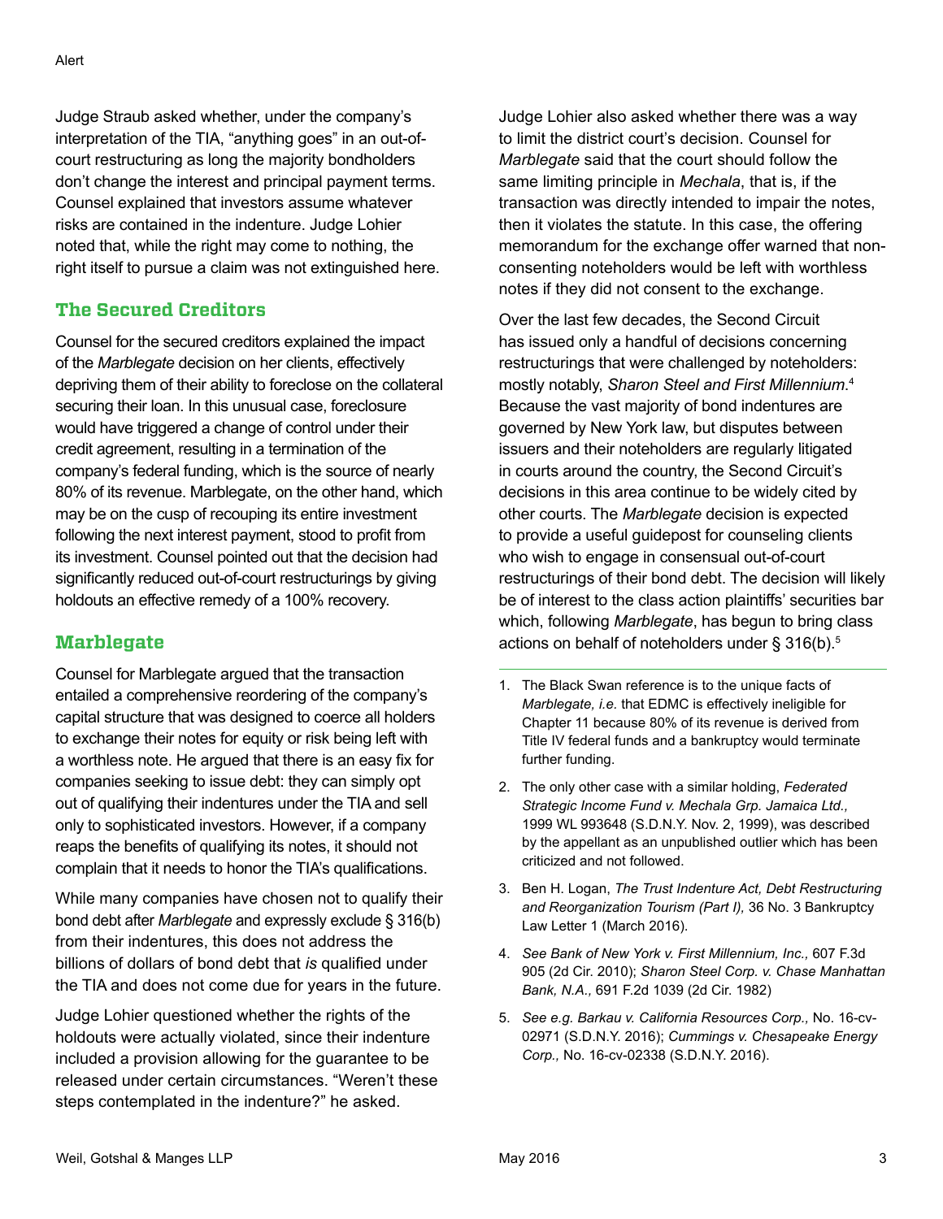Judge Straub asked whether, under the company's interpretation of the TIA, "anything goes" in an out-of-court restructuring as long the majority bondholders don't change the interest and principal payment terms. Counsel explained that investors assume whatever risks are contained in the indenture. Judge Lohier noted that, while the right may come to nothing, the right itself to pursue a claim was not extinguished here.

## The Secured Creditors

Counsel for the secured creditors explained the impact of the *Marblegate* decision on her clients, effectively depriving them of their ability to foreclose on the collateral securing their loan. In this unusual case, foreclosure would have triggered a change of control under their credit agreement, resulting in a termination of the company's federal funding, which is the source of nearly 80% of its revenue. Marblegate, on the other hand, which may be on the cusp of recouping its entire investment following the next interest payment, stood to profit from its investment. Counsel pointed out that the decision had significantly reduced out-of-court restructurings by giving holdouts an effective remedy of a 100% recovery.

## Marblegate

Counsel for Marblegate argued that the transaction entailed a comprehensive reordering of the company's capital structure that was designed to coerce all holders to exchange their notes for equity or risk being left with a worthless note. He argued that there is an easy fix for companies seeking to issue debt: they can simply opt out of qualifying their indentures under the TIA and sell only to sophisticated investors. However, if a company reaps the benefits of qualifying its notes, it should not complain that it needs to honor the TIA's qualifications.

While many companies have chosen not to qualify their bond debt after *Marblegate* and expressly exclude § 316(b) from their indentures, this does not address the billions of dollars of bond debt that *is* qualified under the TIA and does not come due for years in the future.

Judge Lohier questioned whether the rights of the holdouts were actually violated, since their indenture included a provision allowing for the guarantee to be released under certain circumstances. "Weren't these steps contemplated in the indenture?" he asked.

Judge Lohier also asked whether there was a way to limit the district court's decision. Counsel for *Marblegate* said that the court should follow the same limiting principle in *Mechala*, that is, if the transaction was directly intended to impair the notes, then it violates the statute. In this case, the offering memorandum for the exchange offer warned that non-consenting noteholders would be left with worthless notes if they did not consent to the exchange.

Over the last few decades, the Second Circuit has issued only a handful of decisions concerning restructurings that were challenged by noteholders: mostly notably, *Sharon Steel and First Millennium*.[4] Because the vast majority of bond indentures are governed by New York law, but disputes between issuers and their noteholders are regularly litigated in courts around the country, the Second Circuit's decisions in this area continue to be widely cited by other courts. The *Marblegate* decision is expected to provide a useful guidepost for counseling clients who wish to engage in consensual out-of-court restructurings of their bond debt. The decision will likely be of interest to the class action plaintiffs' securities bar which, following *Marblegate*, has begun to bring class actions on behalf of noteholders under § 316(b).[5]

---

1. The Black Swan reference is to the unique facts of *Marblegate, i.e.* that EDMC is effectively ineligible for Chapter 11 because 80% of its revenue is derived from Title IV federal funds and a bankruptcy would terminate further funding.
2. The only other case with a similar holding, *Federated Strategic Income Fund v. Mechala Grp. Jamaica Ltd.,* 1999 WL 993648 (S.D.N.Y. Nov. 2, 1999), was described by the appellant as an unpublished outlier which has been criticized and not followed.
3. Ben H. Logan, *The Trust Indenture Act, Debt Restructuring and Reorganization Tourism (Part I),* 36 No. 3 Bankruptcy Law Letter 1 (March 2016).
4. *See Bank of New York v. First Millennium, Inc.,* 607 F.3d 905 (2d Cir. 2010); *Sharon Steel Corp. v. Chase Manhattan Bank, N.A.,* 691 F.2d 1039 (2d Cir. 1982)
5. *See e.g. Barkau v. California Resources Corp.,* No. 16-cv-02971 (S.D.N.Y. 2016); *Cummings v. Chesapeake Energy Corp.,* No. 16-cv-02338 (S.D.N.Y. 2016).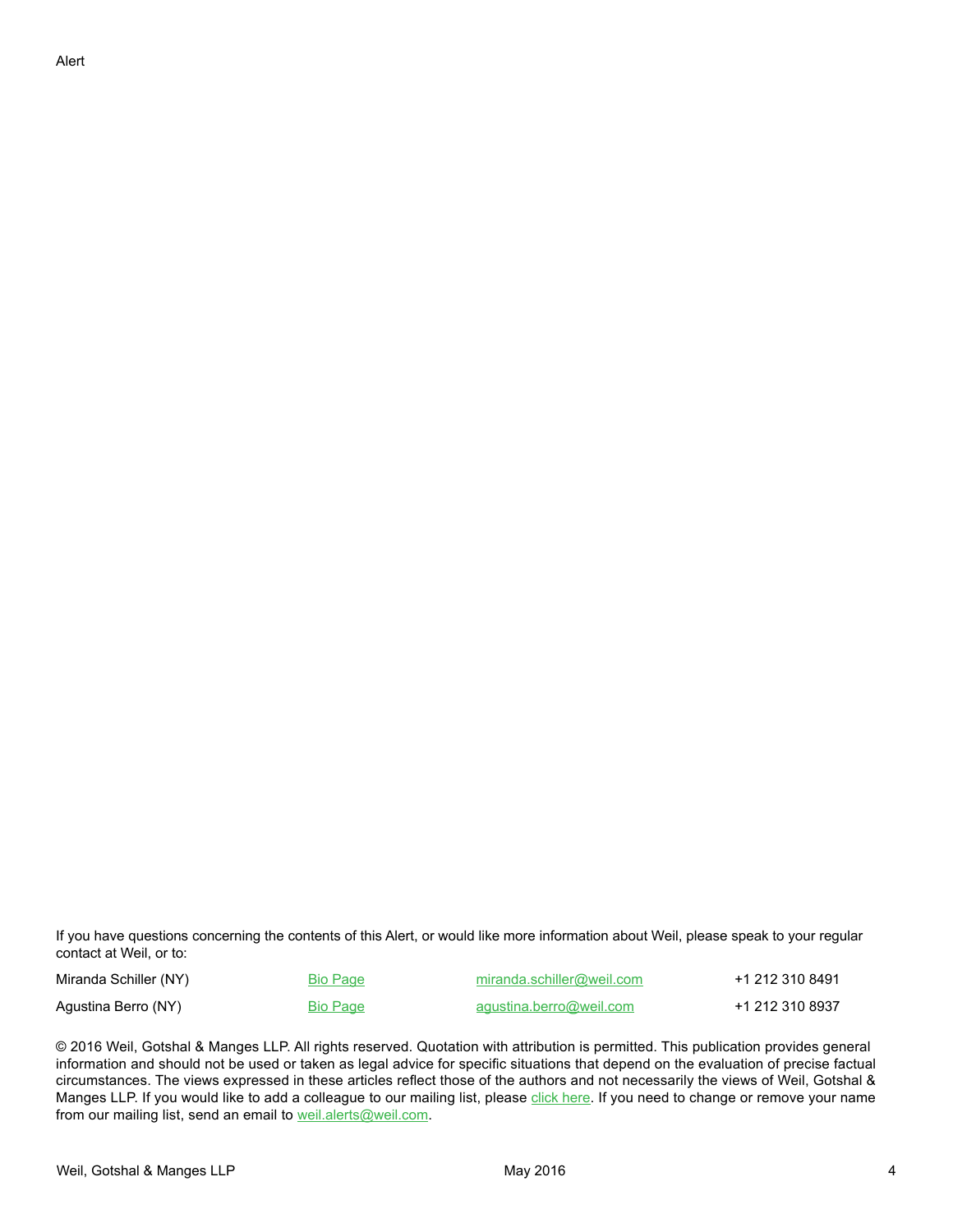If you have questions concerning the contents of this Alert, or would like more information about Weil, please speak to your regular contact at Weil, or to:

| | | | |
|---|---|---|---|
| Miranda Schiller (NY) | Bio Page | miranda.schiller@weil.com | +1 212 310 8491 |
| Agustina Berro (NY) | Bio Page | agustina.berro@weil.com | +1 212 310 8937 |

© 2016 Weil, Gotshal & Manges LLP. All rights reserved. Quotation with attribution is permitted. This publication provides general information and should not be used or taken as legal advice for specific situations that depend on the evaluation of precise factual circumstances. The views expressed in these articles reflect those of the authors and not necessarily the views of Weil, Gotshal & Manges LLP. If you would like to add a colleague to our mailing list, please click here. If you need to change or remove your name from our mailing list, send an email to weil.alerts@weil.com.